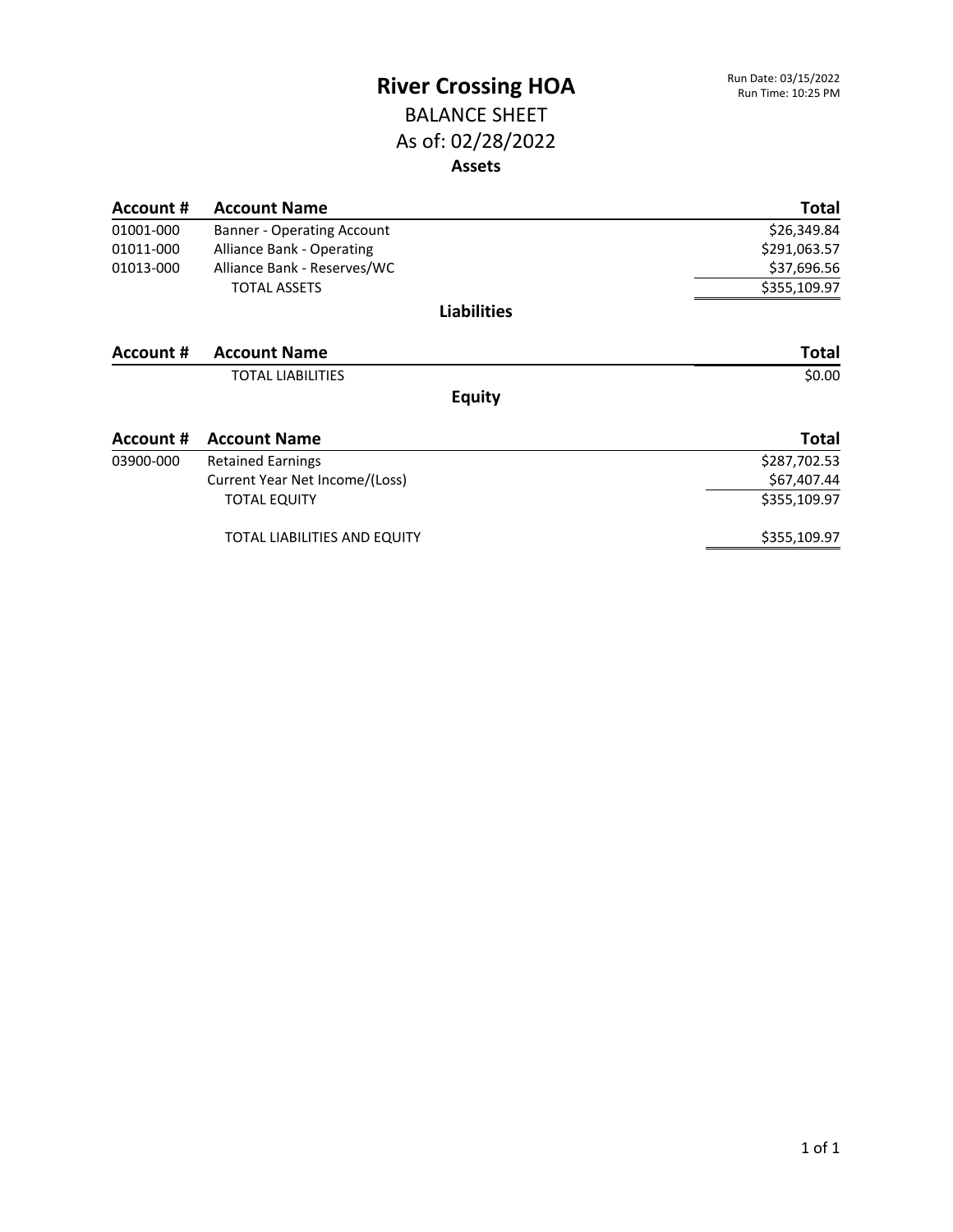# River Crossing HOA

Run Date: 03/15/2022
Run Time: 10:25 PM

## BALANCE SHEET

## As of: 02/28/2022

### Assets

| Account # | Account Name | Total |
|---|---|---|
| 01001-000 | Banner - Operating Account | $26,349.84 |
| 01011-000 | Alliance Bank - Operating | $291,063.57 |
| 01013-000 | Alliance Bank - Reserves/WC | $37,696.56 |
| | TOTAL ASSETS | $355,109.97 |

### Liabilities

| Account # | Account Name | Total |
|---|---|---|
| | TOTAL LIABILITIES | $0.00 |

### Equity

| Account # | Account Name | Total |
|---|---|---|
| 03900-000 | Retained Earnings | $287,702.53 |
| | Current Year Net Income/(Loss) | $67,407.44 |
| | TOTAL EQUITY | $355,109.97 |
| | TOTAL LIABILITIES AND EQUITY | $355,109.97 |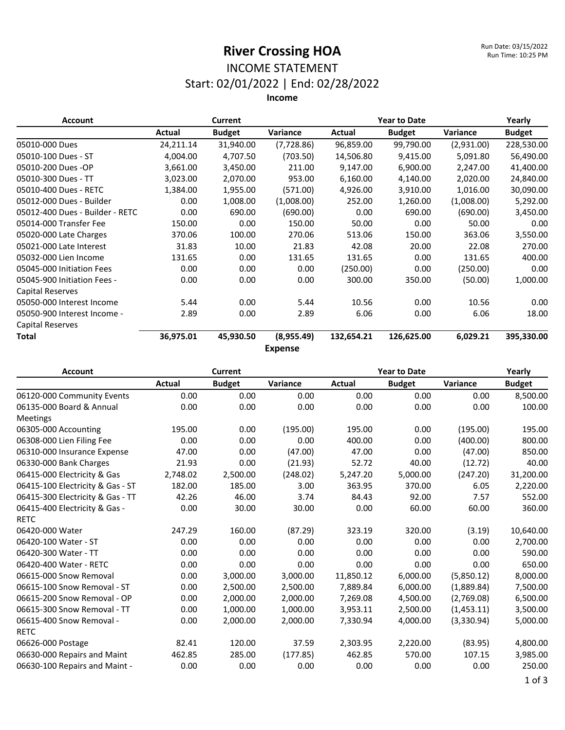# River Crossing HOA

Run Date: 03/15/2022
Run Time: 10:25 PM

## INCOME STATEMENT

## Start: 02/01/2022 | End: 02/28/2022

### Income

| Account | Current | | | Year to Date | | | Yearly |
|---|---|---|---|---|---|---|---|
| | Actual | Budget | Variance | Actual | Budget | Variance | Budget |
| 05010-000 Dues | 24,211.14 | 31,940.00 | (7,728.86) | 96,859.00 | 99,790.00 | (2,931.00) | 228,530.00 |
| 05010-100 Dues - ST | 4,004.00 | 4,707.50 | (703.50) | 14,506.80 | 9,415.00 | 5,091.80 | 56,490.00 |
| 05010-200 Dues -OP | 3,661.00 | 3,450.00 | 211.00 | 9,147.00 | 6,900.00 | 2,247.00 | 41,400.00 |
| 05010-300 Dues - TT | 3,023.00 | 2,070.00 | 953.00 | 6,160.00 | 4,140.00 | 2,020.00 | 24,840.00 |
| 05010-400 Dues - RETC | 1,384.00 | 1,955.00 | (571.00) | 4,926.00 | 3,910.00 | 1,016.00 | 30,090.00 |
| 05012-000 Dues - Builder | 0.00 | 1,008.00 | (1,008.00) | 252.00 | 1,260.00 | (1,008.00) | 5,292.00 |
| 05012-400 Dues - Builder - RETC | 0.00 | 690.00 | (690.00) | 0.00 | 690.00 | (690.00) | 3,450.00 |
| 05014-000 Transfer Fee | 150.00 | 0.00 | 150.00 | 50.00 | 0.00 | 50.00 | 0.00 |
| 05020-000 Late Charges | 370.06 | 100.00 | 270.06 | 513.06 | 150.00 | 363.06 | 3,550.00 |
| 05021-000 Late Interest | 31.83 | 10.00 | 21.83 | 42.08 | 20.00 | 22.08 | 270.00 |
| 05032-000 Lien Income | 131.65 | 0.00 | 131.65 | 131.65 | 0.00 | 131.65 | 400.00 |
| 05045-000 Initiation Fees | 0.00 | 0.00 | 0.00 | (250.00) | 0.00 | (250.00) | 0.00 |
| 05045-900 Initiation Fees - Capital Reserves | 0.00 | 0.00 | 0.00 | 300.00 | 350.00 | (50.00) | 1,000.00 |
| 05050-000 Interest Income | 5.44 | 0.00 | 5.44 | 10.56 | 0.00 | 10.56 | 0.00 |
| 05050-900 Interest Income - Capital Reserves | 2.89 | 0.00 | 2.89 | 6.06 | 0.00 | 6.06 | 18.00 |
| **Total** | **36,975.01** | **45,930.50** | **(8,955.49)** | **132,654.21** | **126,625.00** | **6,029.21** | **395,330.00** |

### Expense

| Account | Current | | | Year to Date | | | Yearly |
|---|---|---|---|---|---|---|---|
| | Actual | Budget | Variance | Actual | Budget | Variance | Budget |
| 06120-000 Community Events | 0.00 | 0.00 | 0.00 | 0.00 | 0.00 | 0.00 | 8,500.00 |
| 06135-000 Board & Annual Meetings | 0.00 | 0.00 | 0.00 | 0.00 | 0.00 | 0.00 | 100.00 |
| 06305-000 Accounting | 195.00 | 0.00 | (195.00) | 195.00 | 0.00 | (195.00) | 195.00 |
| 06308-000 Lien Filing Fee | 0.00 | 0.00 | 0.00 | 400.00 | 0.00 | (400.00) | 800.00 |
| 06310-000 Insurance Expense | 47.00 | 0.00 | (47.00) | 47.00 | 0.00 | (47.00) | 850.00 |
| 06330-000 Bank Charges | 21.93 | 0.00 | (21.93) | 52.72 | 40.00 | (12.72) | 40.00 |
| 06415-000 Electricity & Gas | 2,748.02 | 2,500.00 | (248.02) | 5,247.20 | 5,000.00 | (247.20) | 31,200.00 |
| 06415-100 Electricity & Gas - ST | 182.00 | 185.00 | 3.00 | 363.95 | 370.00 | 6.05 | 2,220.00 |
| 06415-300 Electricity & Gas - TT | 42.26 | 46.00 | 3.74 | 84.43 | 92.00 | 7.57 | 552.00 |
| 06415-400 Electricity & Gas - RETC | 0.00 | 30.00 | 30.00 | 0.00 | 60.00 | 60.00 | 360.00 |
| 06420-000 Water | 247.29 | 160.00 | (87.29) | 323.19 | 320.00 | (3.19) | 10,640.00 |
| 06420-100 Water - ST | 0.00 | 0.00 | 0.00 | 0.00 | 0.00 | 0.00 | 2,700.00 |
| 06420-300 Water - TT | 0.00 | 0.00 | 0.00 | 0.00 | 0.00 | 0.00 | 590.00 |
| 06420-400 Water - RETC | 0.00 | 0.00 | 0.00 | 0.00 | 0.00 | 0.00 | 650.00 |
| 06615-000 Snow Removal | 0.00 | 3,000.00 | 3,000.00 | 11,850.12 | 6,000.00 | (5,850.12) | 8,000.00 |
| 06615-100 Snow Removal - ST | 0.00 | 2,500.00 | 2,500.00 | 7,889.84 | 6,000.00 | (1,889.84) | 7,500.00 |
| 06615-200 Snow Removal - OP | 0.00 | 2,000.00 | 2,000.00 | 7,269.08 | 4,500.00 | (2,769.08) | 6,500.00 |
| 06615-300 Snow Removal - TT | 0.00 | 1,000.00 | 1,000.00 | 3,953.11 | 2,500.00 | (1,453.11) | 3,500.00 |
| 06615-400 Snow Removal - RETC | 0.00 | 2,000.00 | 2,000.00 | 7,330.94 | 4,000.00 | (3,330.94) | 5,000.00 |
| 06626-000 Postage | 82.41 | 120.00 | 37.59 | 2,303.95 | 2,220.00 | (83.95) | 4,800.00 |
| 06630-000 Repairs and Maint | 462.85 | 285.00 | (177.85) | 462.85 | 570.00 | 107.15 | 3,985.00 |
| 06630-100 Repairs and Maint - | 0.00 | 0.00 | 0.00 | 0.00 | 0.00 | 0.00 | 250.00 |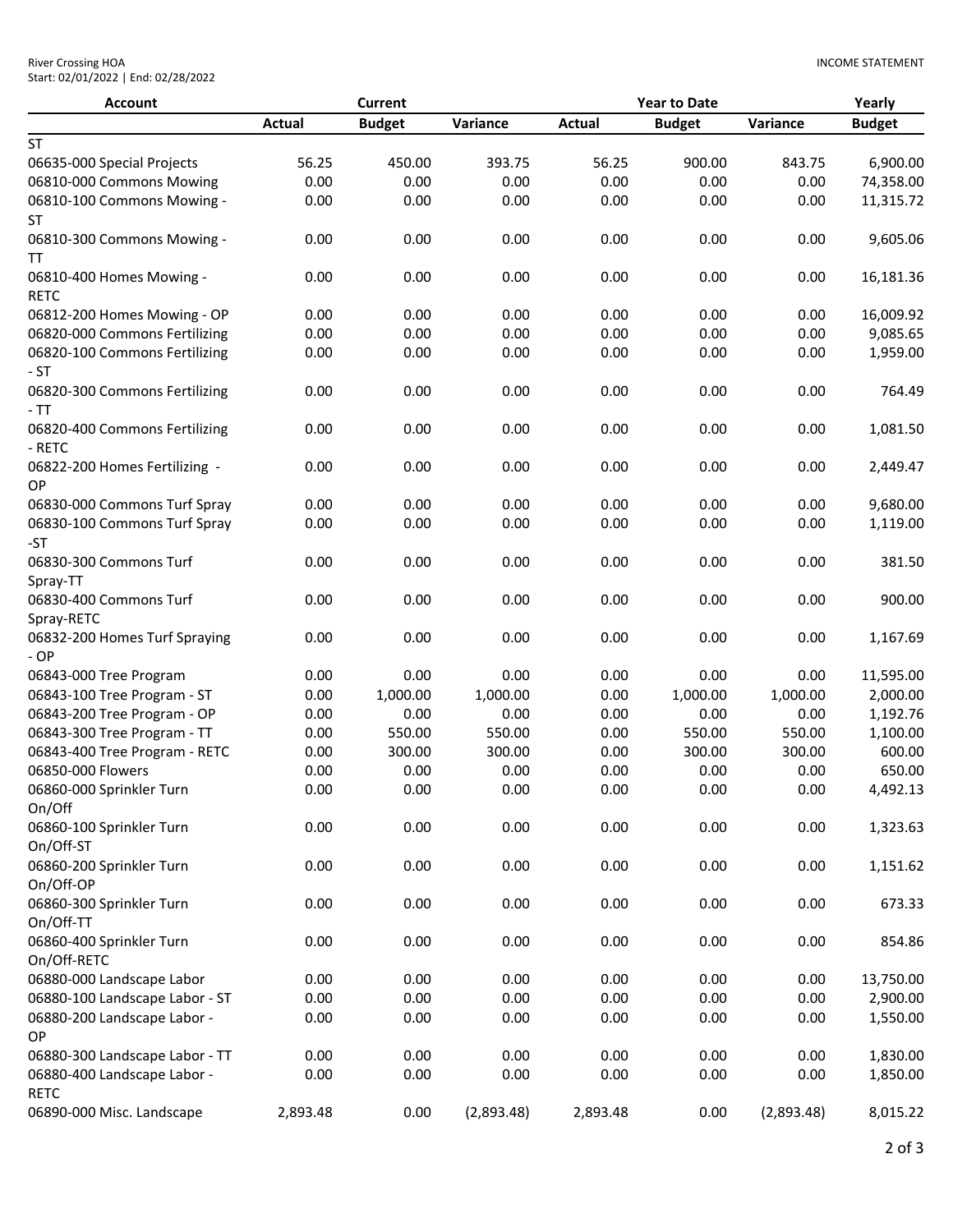River Crossing HOA
Start: 02/01/2022 | End: 02/28/2022

INCOME STATEMENT

| Account | Current | | | Year to Date | | | Yearly |
|---|---|---|---|---|---|---|---|
| | Actual | Budget | Variance | Actual | Budget | Variance | Budget |
| ST | | | | | | | |
| 06635-000 Special Projects | 56.25 | 450.00 | 393.75 | 56.25 | 900.00 | 843.75 | 6,900.00 |
| 06810-000 Commons Mowing | 0.00 | 0.00 | 0.00 | 0.00 | 0.00 | 0.00 | 74,358.00 |
| 06810-100 Commons Mowing - ST | 0.00 | 0.00 | 0.00 | 0.00 | 0.00 | 0.00 | 11,315.72 |
| 06810-300 Commons Mowing - TT | 0.00 | 0.00 | 0.00 | 0.00 | 0.00 | 0.00 | 9,605.06 |
| 06810-400 Homes Mowing - RETC | 0.00 | 0.00 | 0.00 | 0.00 | 0.00 | 0.00 | 16,181.36 |
| 06812-200 Homes Mowing - OP | 0.00 | 0.00 | 0.00 | 0.00 | 0.00 | 0.00 | 16,009.92 |
| 06820-000 Commons Fertilizing | 0.00 | 0.00 | 0.00 | 0.00 | 0.00 | 0.00 | 9,085.65 |
| 06820-100 Commons Fertilizing - ST | 0.00 | 0.00 | 0.00 | 0.00 | 0.00 | 0.00 | 1,959.00 |
| 06820-300 Commons Fertilizing - TT | 0.00 | 0.00 | 0.00 | 0.00 | 0.00 | 0.00 | 764.49 |
| 06820-400 Commons Fertilizing - RETC | 0.00 | 0.00 | 0.00 | 0.00 | 0.00 | 0.00 | 1,081.50 |
| 06822-200 Homes Fertilizing - OP | 0.00 | 0.00 | 0.00 | 0.00 | 0.00 | 0.00 | 2,449.47 |
| 06830-000 Commons Turf Spray | 0.00 | 0.00 | 0.00 | 0.00 | 0.00 | 0.00 | 9,680.00 |
| 06830-100 Commons Turf Spray -ST | 0.00 | 0.00 | 0.00 | 0.00 | 0.00 | 0.00 | 1,119.00 |
| 06830-300 Commons Turf Spray-TT | 0.00 | 0.00 | 0.00 | 0.00 | 0.00 | 0.00 | 381.50 |
| 06830-400 Commons Turf Spray-RETC | 0.00 | 0.00 | 0.00 | 0.00 | 0.00 | 0.00 | 900.00 |
| 06832-200 Homes Turf Spraying - OP | 0.00 | 0.00 | 0.00 | 0.00 | 0.00 | 0.00 | 1,167.69 |
| 06843-000 Tree Program | 0.00 | 0.00 | 0.00 | 0.00 | 0.00 | 0.00 | 11,595.00 |
| 06843-100 Tree Program - ST | 0.00 | 1,000.00 | 1,000.00 | 0.00 | 1,000.00 | 1,000.00 | 2,000.00 |
| 06843-200 Tree Program - OP | 0.00 | 0.00 | 0.00 | 0.00 | 0.00 | 0.00 | 1,192.76 |
| 06843-300 Tree Program - TT | 0.00 | 550.00 | 550.00 | 0.00 | 550.00 | 550.00 | 1,100.00 |
| 06843-400 Tree Program - RETC | 0.00 | 300.00 | 300.00 | 0.00 | 300.00 | 300.00 | 600.00 |
| 06850-000 Flowers | 0.00 | 0.00 | 0.00 | 0.00 | 0.00 | 0.00 | 650.00 |
| 06860-000 Sprinkler Turn On/Off | 0.00 | 0.00 | 0.00 | 0.00 | 0.00 | 0.00 | 4,492.13 |
| 06860-100 Sprinkler Turn On/Off-ST | 0.00 | 0.00 | 0.00 | 0.00 | 0.00 | 0.00 | 1,323.63 |
| 06860-200 Sprinkler Turn On/Off-OP | 0.00 | 0.00 | 0.00 | 0.00 | 0.00 | 0.00 | 1,151.62 |
| 06860-300 Sprinkler Turn On/Off-TT | 0.00 | 0.00 | 0.00 | 0.00 | 0.00 | 0.00 | 673.33 |
| 06860-400 Sprinkler Turn On/Off-RETC | 0.00 | 0.00 | 0.00 | 0.00 | 0.00 | 0.00 | 854.86 |
| 06880-000 Landscape Labor | 0.00 | 0.00 | 0.00 | 0.00 | 0.00 | 0.00 | 13,750.00 |
| 06880-100 Landscape Labor - ST | 0.00 | 0.00 | 0.00 | 0.00 | 0.00 | 0.00 | 2,900.00 |
| 06880-200 Landscape Labor - OP | 0.00 | 0.00 | 0.00 | 0.00 | 0.00 | 0.00 | 1,550.00 |
| 06880-300 Landscape Labor - TT | 0.00 | 0.00 | 0.00 | 0.00 | 0.00 | 0.00 | 1,830.00 |
| 06880-400 Landscape Labor - RETC | 0.00 | 0.00 | 0.00 | 0.00 | 0.00 | 0.00 | 1,850.00 |
| 06890-000 Misc. Landscape | 2,893.48 | 0.00 | (2,893.48) | 2,893.48 | 0.00 | (2,893.48) | 8,015.22 |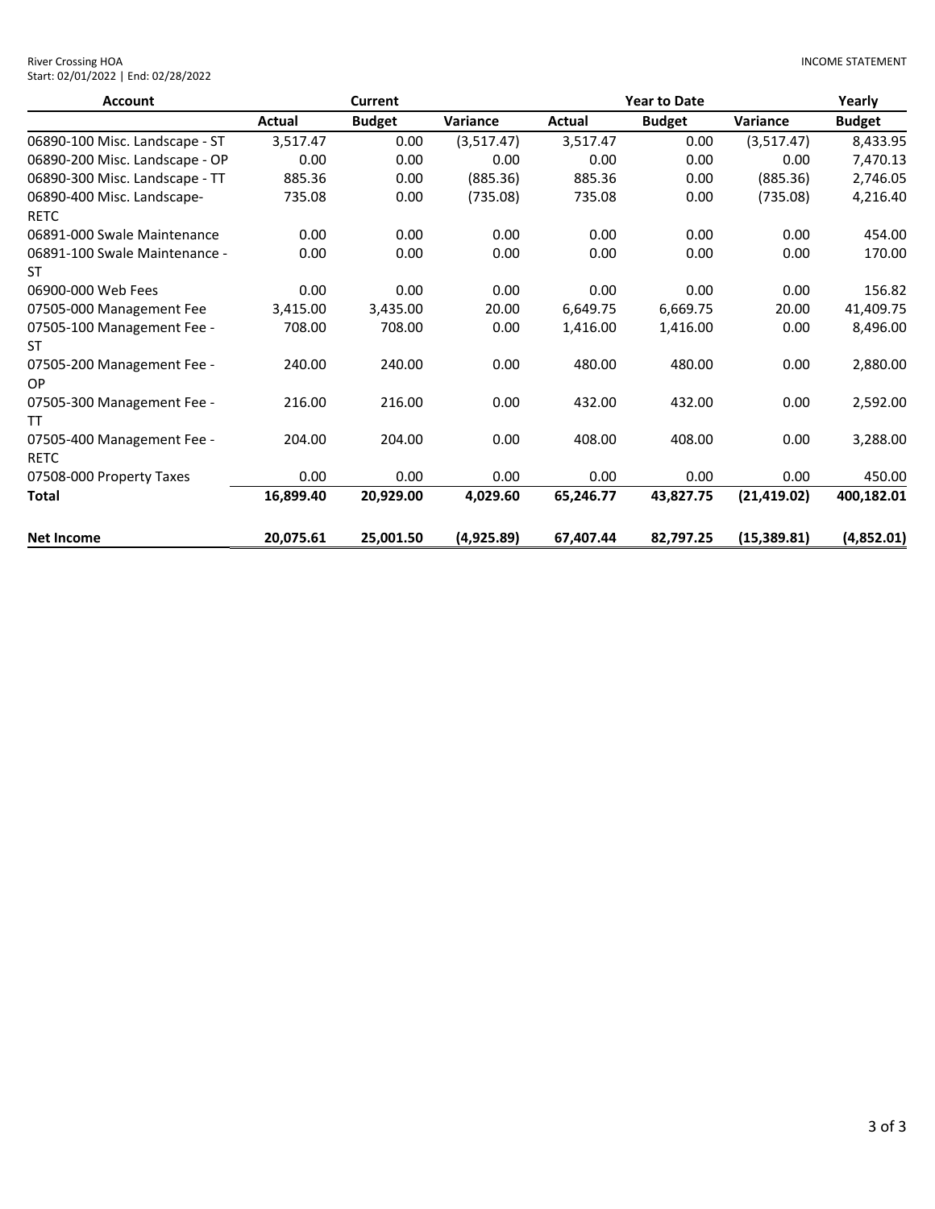River Crossing HOA
Start: 02/01/2022 | End: 02/28/2022

INCOME STATEMENT

| Account | Current | | | Year to Date | | | Yearly |
|---|---|---|---|---|---|---|---|
| | Actual | Budget | Variance | Actual | Budget | Variance | Budget |
| 06890-100 Misc. Landscape - ST | 3,517.47 | 0.00 | (3,517.47) | 3,517.47 | 0.00 | (3,517.47) | 8,433.95 |
| 06890-200 Misc. Landscape - OP | 0.00 | 0.00 | 0.00 | 0.00 | 0.00 | 0.00 | 7,470.13 |
| 06890-300 Misc. Landscape - TT | 885.36 | 0.00 | (885.36) | 885.36 | 0.00 | (885.36) | 2,746.05 |
| 06890-400 Misc. Landscape-RETC | 735.08 | 0.00 | (735.08) | 735.08 | 0.00 | (735.08) | 4,216.40 |
| 06891-000 Swale Maintenance | 0.00 | 0.00 | 0.00 | 0.00 | 0.00 | 0.00 | 454.00 |
| 06891-100 Swale Maintenance - ST | 0.00 | 0.00 | 0.00 | 0.00 | 0.00 | 0.00 | 170.00 |
| 06900-000 Web Fees | 0.00 | 0.00 | 0.00 | 0.00 | 0.00 | 0.00 | 156.82 |
| 07505-000 Management Fee | 3,415.00 | 3,435.00 | 20.00 | 6,649.75 | 6,669.75 | 20.00 | 41,409.75 |
| 07505-100 Management Fee - ST | 708.00 | 708.00 | 0.00 | 1,416.00 | 1,416.00 | 0.00 | 8,496.00 |
| 07505-200 Management Fee - OP | 240.00 | 240.00 | 0.00 | 480.00 | 480.00 | 0.00 | 2,880.00 |
| 07505-300 Management Fee - TT | 216.00 | 216.00 | 0.00 | 432.00 | 432.00 | 0.00 | 2,592.00 |
| 07505-400 Management Fee - RETC | 204.00 | 204.00 | 0.00 | 408.00 | 408.00 | 0.00 | 3,288.00 |
| 07508-000 Property Taxes | 0.00 | 0.00 | 0.00 | 0.00 | 0.00 | 0.00 | 450.00 |
| **Total** | **16,899.40** | **20,929.00** | **4,029.60** | **65,246.77** | **43,827.75** | **(21,419.02)** | **400,182.01** |
| **Net Income** | **20,075.61** | **25,001.50** | **(4,925.89)** | **67,407.44** | **82,797.25** | **(15,389.81)** | **(4,852.01)** |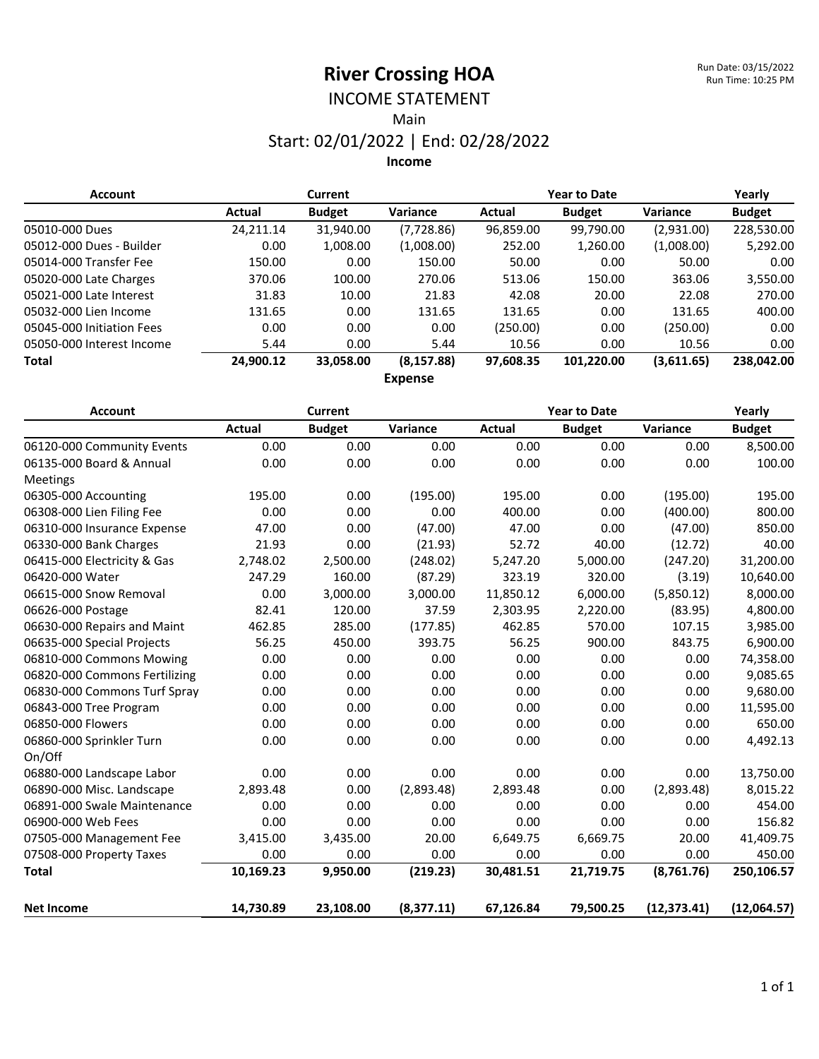# River Crossing HOA

Run Date: 03/15/2022
Run Time: 10:25 PM

## INCOME STATEMENT

Main

Start: 02/01/2022 | End: 02/28/2022

### Income

| Account | Current | | | Year to Date | | | Yearly |
|---|---|---|---|---|---|---|---|
| | Actual | Budget | Variance | Actual | Budget | Variance | Budget |
| 05010-000 Dues | 24,211.14 | 31,940.00 | (7,728.86) | 96,859.00 | 99,790.00 | (2,931.00) | 228,530.00 |
| 05012-000 Dues - Builder | 0.00 | 1,008.00 | (1,008.00) | 252.00 | 1,260.00 | (1,008.00) | 5,292.00 |
| 05014-000 Transfer Fee | 150.00 | 0.00 | 150.00 | 50.00 | 0.00 | 50.00 | 0.00 |
| 05020-000 Late Charges | 370.06 | 100.00 | 270.06 | 513.06 | 150.00 | 363.06 | 3,550.00 |
| 05021-000 Late Interest | 31.83 | 10.00 | 21.83 | 42.08 | 20.00 | 22.08 | 270.00 |
| 05032-000 Lien Income | 131.65 | 0.00 | 131.65 | 131.65 | 0.00 | 131.65 | 400.00 |
| 05045-000 Initiation Fees | 0.00 | 0.00 | 0.00 | (250.00) | 0.00 | (250.00) | 0.00 |
| 05050-000 Interest Income | 5.44 | 0.00 | 5.44 | 10.56 | 0.00 | 10.56 | 0.00 |
| **Total** | **24,900.12** | **33,058.00** | **(8,157.88)** | **97,608.35** | **101,220.00** | **(3,611.65)** | **238,042.00** |

### Expense

| Account | Current | | | Year to Date | | | Yearly |
|---|---|---|---|---|---|---|---|
| | Actual | Budget | Variance | Actual | Budget | Variance | Budget |
| 06120-000 Community Events | 0.00 | 0.00 | 0.00 | 0.00 | 0.00 | 0.00 | 8,500.00 |
| 06135-000 Board & Annual Meetings | 0.00 | 0.00 | 0.00 | 0.00 | 0.00 | 0.00 | 100.00 |
| 06305-000 Accounting | 195.00 | 0.00 | (195.00) | 195.00 | 0.00 | (195.00) | 195.00 |
| 06308-000 Lien Filing Fee | 0.00 | 0.00 | 0.00 | 400.00 | 0.00 | (400.00) | 800.00 |
| 06310-000 Insurance Expense | 47.00 | 0.00 | (47.00) | 47.00 | 0.00 | (47.00) | 850.00 |
| 06330-000 Bank Charges | 21.93 | 0.00 | (21.93) | 52.72 | 40.00 | (12.72) | 40.00 |
| 06415-000 Electricity & Gas | 2,748.02 | 2,500.00 | (248.02) | 5,247.20 | 5,000.00 | (247.20) | 31,200.00 |
| 06420-000 Water | 247.29 | 160.00 | (87.29) | 323.19 | 320.00 | (3.19) | 10,640.00 |
| 06615-000 Snow Removal | 0.00 | 3,000.00 | 3,000.00 | 11,850.12 | 6,000.00 | (5,850.12) | 8,000.00 |
| 06626-000 Postage | 82.41 | 120.00 | 37.59 | 2,303.95 | 2,220.00 | (83.95) | 4,800.00 |
| 06630-000 Repairs and Maint | 462.85 | 285.00 | (177.85) | 462.85 | 570.00 | 107.15 | 3,985.00 |
| 06635-000 Special Projects | 56.25 | 450.00 | 393.75 | 56.25 | 900.00 | 843.75 | 6,900.00 |
| 06810-000 Commons Mowing | 0.00 | 0.00 | 0.00 | 0.00 | 0.00 | 0.00 | 74,358.00 |
| 06820-000 Commons Fertilizing | 0.00 | 0.00 | 0.00 | 0.00 | 0.00 | 0.00 | 9,085.65 |
| 06830-000 Commons Turf Spray | 0.00 | 0.00 | 0.00 | 0.00 | 0.00 | 0.00 | 9,680.00 |
| 06843-000 Tree Program | 0.00 | 0.00 | 0.00 | 0.00 | 0.00 | 0.00 | 11,595.00 |
| 06850-000 Flowers | 0.00 | 0.00 | 0.00 | 0.00 | 0.00 | 0.00 | 650.00 |
| 06860-000 Sprinkler Turn On/Off | 0.00 | 0.00 | 0.00 | 0.00 | 0.00 | 0.00 | 4,492.13 |
| 06880-000 Landscape Labor | 0.00 | 0.00 | 0.00 | 0.00 | 0.00 | 0.00 | 13,750.00 |
| 06890-000 Misc. Landscape | 2,893.48 | 0.00 | (2,893.48) | 2,893.48 | 0.00 | (2,893.48) | 8,015.22 |
| 06891-000 Swale Maintenance | 0.00 | 0.00 | 0.00 | 0.00 | 0.00 | 0.00 | 454.00 |
| 06900-000 Web Fees | 0.00 | 0.00 | 0.00 | 0.00 | 0.00 | 0.00 | 156.82 |
| 07505-000 Management Fee | 3,415.00 | 3,435.00 | 20.00 | 6,649.75 | 6,669.75 | 20.00 | 41,409.75 |
| 07508-000 Property Taxes | 0.00 | 0.00 | 0.00 | 0.00 | 0.00 | 0.00 | 450.00 |
| **Total** | **10,169.23** | **9,950.00** | **(219.23)** | **30,481.51** | **21,719.75** | **(8,761.76)** | **250,106.57** |
| | | | | | | | |
| **Net Income** | **14,730.89** | **23,108.00** | **(8,377.11)** | **67,126.84** | **79,500.25** | **(12,373.41)** | **(12,064.57)** |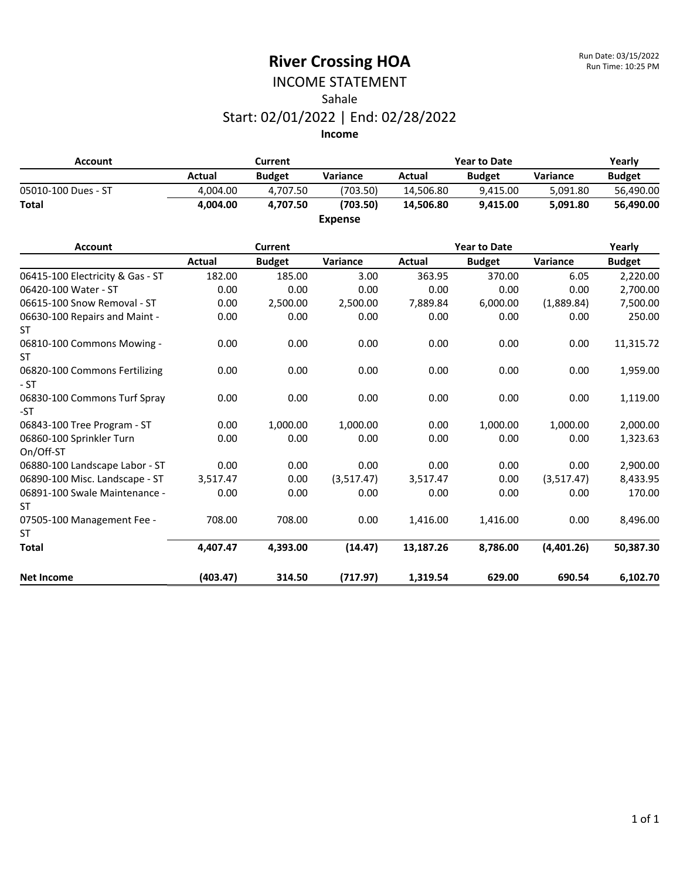# River Crossing HOA

Run Date: 03/15/2022
Run Time: 10:25 PM

## INCOME STATEMENT

Sahale

Start: 02/01/2022 | End: 02/28/2022

### Income

| Account | Current | | | Year to Date | | | Yearly |
|---|---|---|---|---|---|---|---|
| | Actual | Budget | Variance | Actual | Budget | Variance | Budget |
| 05010-100 Dues - ST | 4,004.00 | 4,707.50 | (703.50) | 14,506.80 | 9,415.00 | 5,091.80 | 56,490.00 |
| **Total** | **4,004.00** | **4,707.50** | **(703.50)** | **14,506.80** | **9,415.00** | **5,091.80** | **56,490.00** |

### Expense

| Account | Current | | | Year to Date | | | Yearly |
|---|---|---|---|---|---|---|---|
| | Actual | Budget | Variance | Actual | Budget | Variance | Budget |
| 06415-100 Electricity & Gas - ST | 182.00 | 185.00 | 3.00 | 363.95 | 370.00 | 6.05 | 2,220.00 |
| 06420-100 Water - ST | 0.00 | 0.00 | 0.00 | 0.00 | 0.00 | 0.00 | 2,700.00 |
| 06615-100 Snow Removal - ST | 0.00 | 2,500.00 | 2,500.00 | 7,889.84 | 6,000.00 | (1,889.84) | 7,500.00 |
| 06630-100 Repairs and Maint - ST | 0.00 | 0.00 | 0.00 | 0.00 | 0.00 | 0.00 | 250.00 |
| 06810-100 Commons Mowing - ST | 0.00 | 0.00 | 0.00 | 0.00 | 0.00 | 0.00 | 11,315.72 |
| 06820-100 Commons Fertilizing - ST | 0.00 | 0.00 | 0.00 | 0.00 | 0.00 | 0.00 | 1,959.00 |
| 06830-100 Commons Turf Spray -ST | 0.00 | 0.00 | 0.00 | 0.00 | 0.00 | 0.00 | 1,119.00 |
| 06843-100 Tree Program - ST | 0.00 | 1,000.00 | 1,000.00 | 0.00 | 1,000.00 | 1,000.00 | 2,000.00 |
| 06860-100 Sprinkler Turn On/Off-ST | 0.00 | 0.00 | 0.00 | 0.00 | 0.00 | 0.00 | 1,323.63 |
| 06880-100 Landscape Labor - ST | 0.00 | 0.00 | 0.00 | 0.00 | 0.00 | 0.00 | 2,900.00 |
| 06890-100 Misc. Landscape - ST | 3,517.47 | 0.00 | (3,517.47) | 3,517.47 | 0.00 | (3,517.47) | 8,433.95 |
| 06891-100 Swale Maintenance - ST | 0.00 | 0.00 | 0.00 | 0.00 | 0.00 | 0.00 | 170.00 |
| 07505-100 Management Fee - ST | 708.00 | 708.00 | 0.00 | 1,416.00 | 1,416.00 | 0.00 | 8,496.00 |
| **Total** | **4,407.47** | **4,393.00** | **(14.47)** | **13,187.26** | **8,786.00** | **(4,401.26)** | **50,387.30** |
| **Net Income** | **(403.47)** | **314.50** | **(717.97)** | **1,319.54** | **629.00** | **690.54** | **6,102.70** |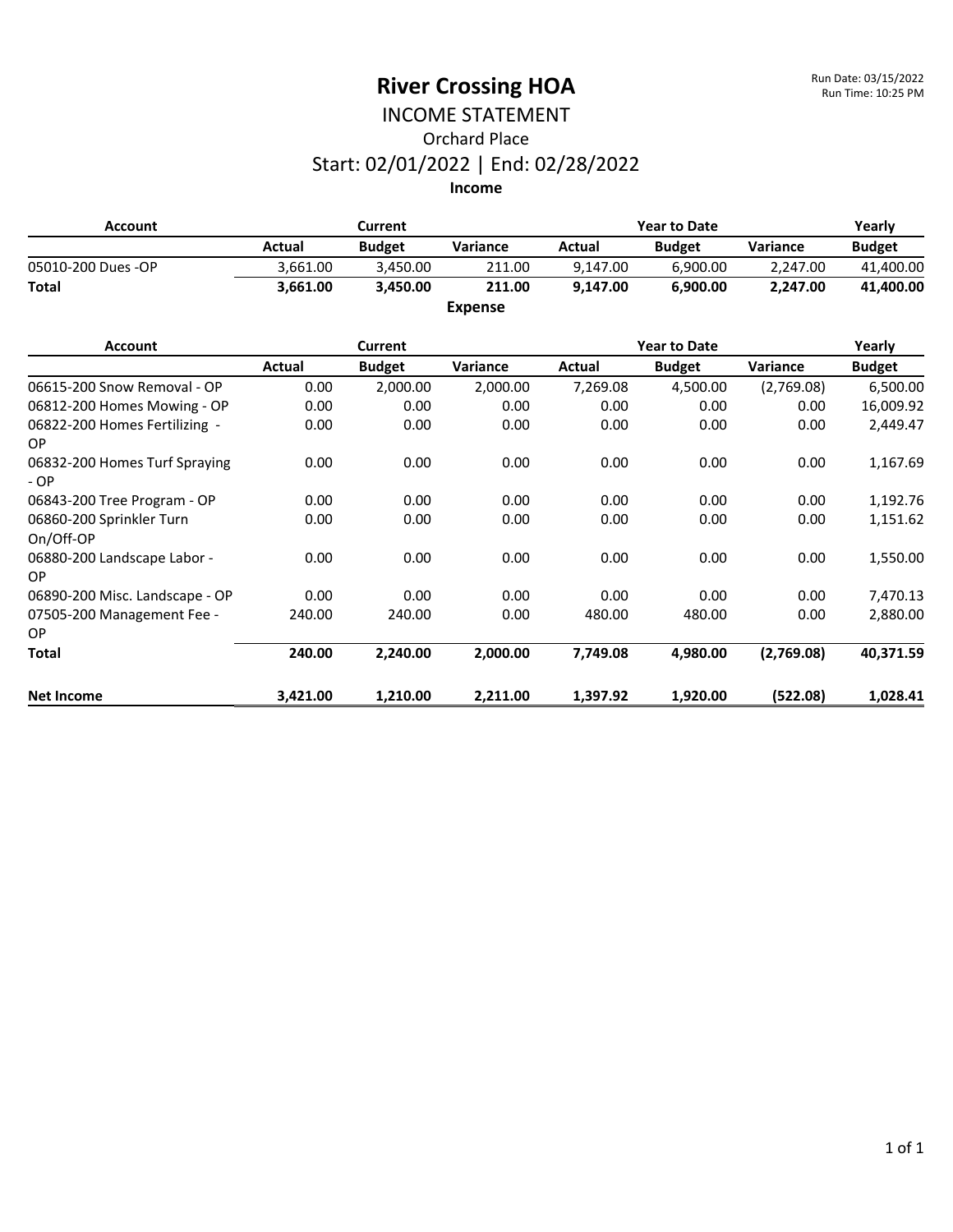# River Crossing HOA

Run Date: 03/15/2022
Run Time: 10:25 PM

## INCOME STATEMENT

### Orchard Place

### Start: 02/01/2022 | End: 02/28/2022

**Income**

| Account | Current | | | Year to Date | | | Yearly |
|---|---|---|---|---|---|---|---|
| | Actual | Budget | Variance | Actual | Budget | Variance | Budget |
| 05010-200 Dues -OP | 3,661.00 | 3,450.00 | 211.00 | 9,147.00 | 6,900.00 | 2,247.00 | 41,400.00 |
| **Total** | **3,661.00** | **3,450.00** | **211.00** | **9,147.00** | **6,900.00** | **2,247.00** | **41,400.00** |

**Expense**

| Account | Current | | | Year to Date | | | Yearly |
|---|---|---|---|---|---|---|---|
| | Actual | Budget | Variance | Actual | Budget | Variance | Budget |
| 06615-200 Snow Removal - OP | 0.00 | 2,000.00 | 2,000.00 | 7,269.08 | 4,500.00 | (2,769.08) | 6,500.00 |
| 06812-200 Homes Mowing - OP | 0.00 | 0.00 | 0.00 | 0.00 | 0.00 | 0.00 | 16,009.92 |
| 06822-200 Homes Fertilizing - OP | 0.00 | 0.00 | 0.00 | 0.00 | 0.00 | 0.00 | 2,449.47 |
| 06832-200 Homes Turf Spraying - OP | 0.00 | 0.00 | 0.00 | 0.00 | 0.00 | 0.00 | 1,167.69 |
| 06843-200 Tree Program - OP | 0.00 | 0.00 | 0.00 | 0.00 | 0.00 | 0.00 | 1,192.76 |
| 06860-200 Sprinkler Turn On/Off-OP | 0.00 | 0.00 | 0.00 | 0.00 | 0.00 | 0.00 | 1,151.62 |
| 06880-200 Landscape Labor - OP | 0.00 | 0.00 | 0.00 | 0.00 | 0.00 | 0.00 | 1,550.00 |
| 06890-200 Misc. Landscape - OP | 0.00 | 0.00 | 0.00 | 0.00 | 0.00 | 0.00 | 7,470.13 |
| 07505-200 Management Fee - OP | 240.00 | 240.00 | 0.00 | 480.00 | 480.00 | 0.00 | 2,880.00 |
| **Total** | **240.00** | **2,240.00** | **2,000.00** | **7,749.08** | **4,980.00** | **(2,769.08)** | **40,371.59** |
| **Net Income** | **3,421.00** | **1,210.00** | **2,211.00** | **1,397.92** | **1,920.00** | **(522.08)** | **1,028.41** |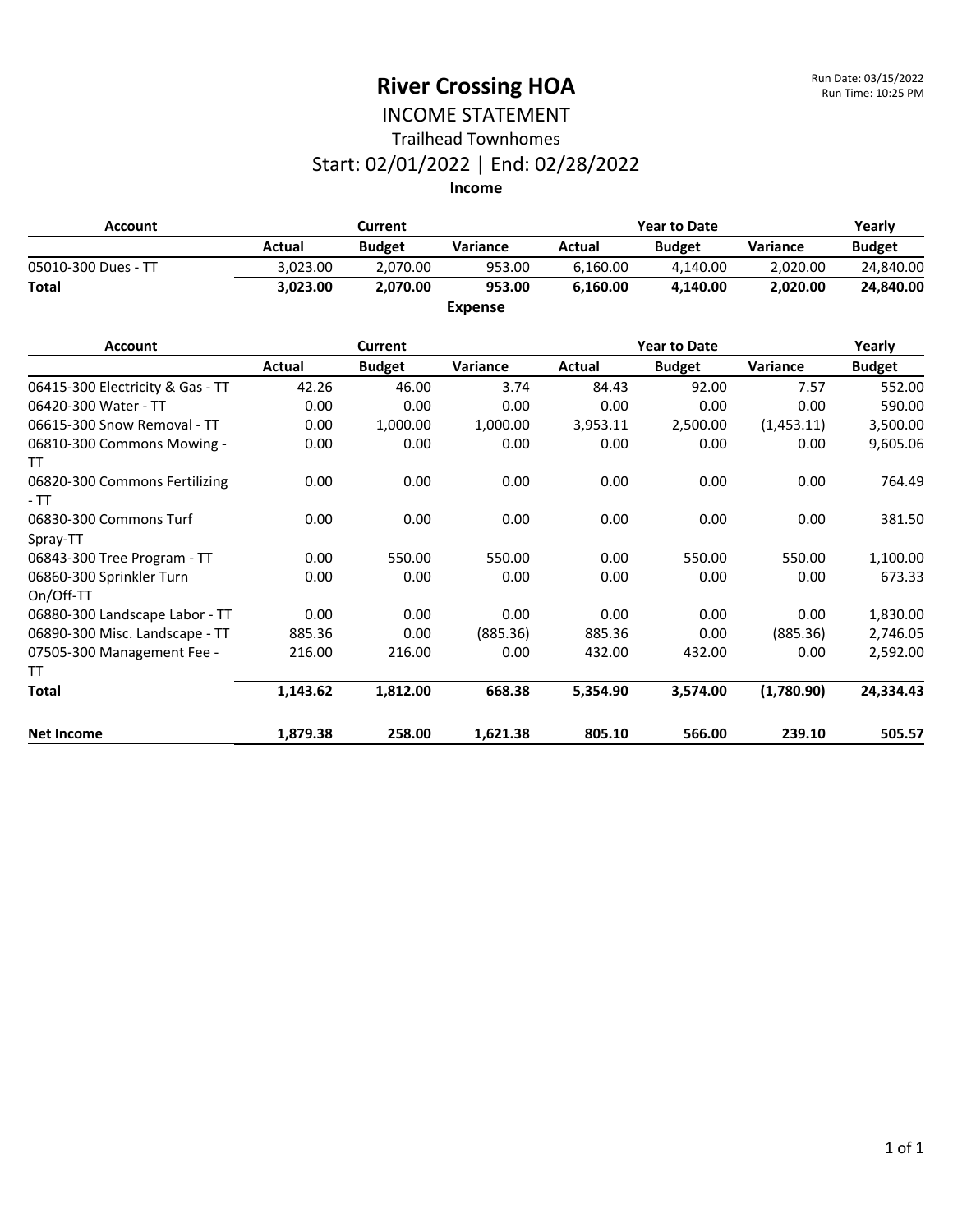Run Date: 03/15/2022
Run Time: 10:25 PM

# River Crossing HOA

## INCOME STATEMENT

### Trailhead Townhomes

### Start: 02/01/2022 | End: 02/28/2022

**Income**

| Account | Current | | | Year to Date | | | Yearly |
|---|---|---|---|---|---|---|---|
| | Actual | Budget | Variance | Actual | Budget | Variance | Budget |
| 05010-300 Dues - TT | 3,023.00 | 2,070.00 | 953.00 | 6,160.00 | 4,140.00 | 2,020.00 | 24,840.00 |
| **Total** | **3,023.00** | **2,070.00** | **953.00** | **6,160.00** | **4,140.00** | **2,020.00** | **24,840.00** |

**Expense**

| Account | Current | | | Year to Date | | | Yearly |
|---|---|---|---|---|---|---|---|
| | Actual | Budget | Variance | Actual | Budget | Variance | Budget |
| 06415-300 Electricity & Gas - TT | 42.26 | 46.00 | 3.74 | 84.43 | 92.00 | 7.57 | 552.00 |
| 06420-300 Water - TT | 0.00 | 0.00 | 0.00 | 0.00 | 0.00 | 0.00 | 590.00 |
| 06615-300 Snow Removal - TT | 0.00 | 1,000.00 | 1,000.00 | 3,953.11 | 2,500.00 | (1,453.11) | 3,500.00 |
| 06810-300 Commons Mowing - TT | 0.00 | 0.00 | 0.00 | 0.00 | 0.00 | 0.00 | 9,605.06 |
| 06820-300 Commons Fertilizing - TT | 0.00 | 0.00 | 0.00 | 0.00 | 0.00 | 0.00 | 764.49 |
| 06830-300 Commons Turf Spray-TT | 0.00 | 0.00 | 0.00 | 0.00 | 0.00 | 0.00 | 381.50 |
| 06843-300 Tree Program - TT | 0.00 | 550.00 | 550.00 | 0.00 | 550.00 | 550.00 | 1,100.00 |
| 06860-300 Sprinkler Turn On/Off-TT | 0.00 | 0.00 | 0.00 | 0.00 | 0.00 | 0.00 | 673.33 |
| 06880-300 Landscape Labor - TT | 0.00 | 0.00 | 0.00 | 0.00 | 0.00 | 0.00 | 1,830.00 |
| 06890-300 Misc. Landscape - TT | 885.36 | 0.00 | (885.36) | 885.36 | 0.00 | (885.36) | 2,746.05 |
| 07505-300 Management Fee - TT | 216.00 | 216.00 | 0.00 | 432.00 | 432.00 | 0.00 | 2,592.00 |
| **Total** | **1,143.62** | **1,812.00** | **668.38** | **5,354.90** | **3,574.00** | **(1,780.90)** | **24,334.43** |
| **Net Income** | **1,879.38** | **258.00** | **1,621.38** | **805.10** | **566.00** | **239.10** | **505.57** |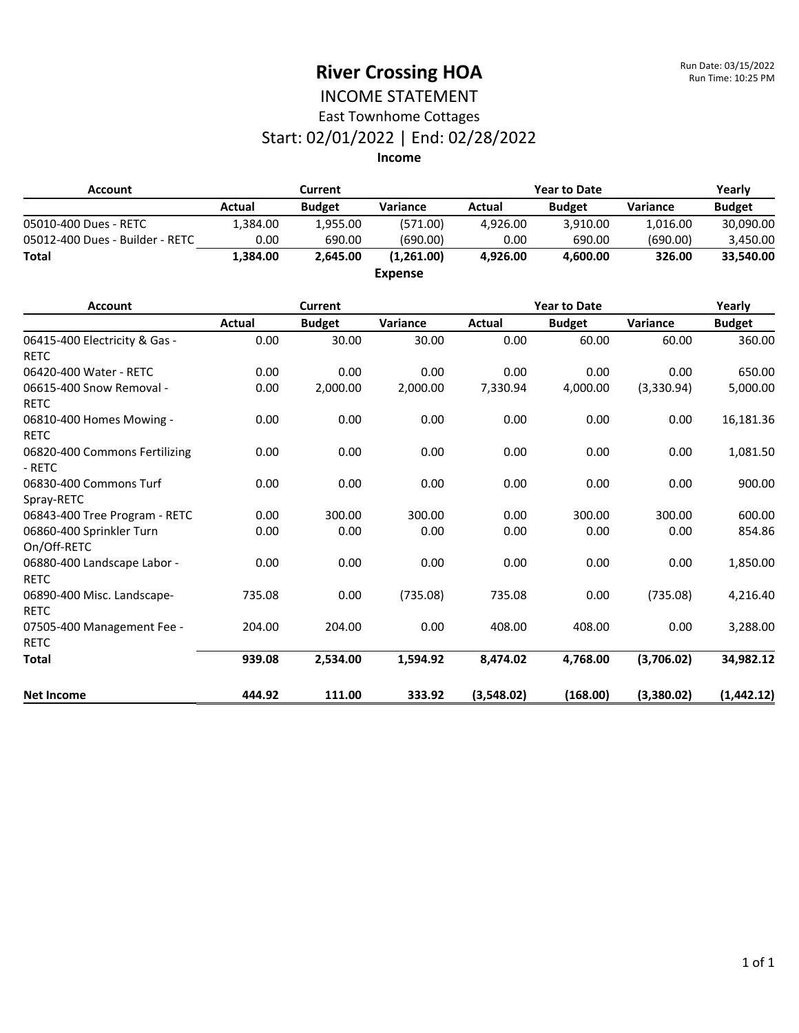# River Crossing HOA

Run Date: 03/15/2022
Run Time: 10:25 PM

## INCOME STATEMENT

### East Townhome Cottages

### Start: 02/01/2022 | End: 02/28/2022

**Income**

| Account | Current | | | Year to Date | | | Yearly |
|---|---|---|---|---|---|---|---|
| | **Actual** | **Budget** | **Variance** | **Actual** | **Budget** | **Variance** | **Budget** |
| 05010-400 Dues - RETC | 1,384.00 | 1,955.00 | (571.00) | 4,926.00 | 3,910.00 | 1,016.00 | 30,090.00 |
| 05012-400 Dues - Builder - RETC | 0.00 | 690.00 | (690.00) | 0.00 | 690.00 | (690.00) | 3,450.00 |
| **Total** | **1,384.00** | **2,645.00** | **(1,261.00)** | **4,926.00** | **4,600.00** | **326.00** | **33,540.00** |

**Expense**

| Account | Current | | | Year to Date | | | Yearly |
|---|---|---|---|---|---|---|---|
| | **Actual** | **Budget** | **Variance** | **Actual** | **Budget** | **Variance** | **Budget** |
| 06415-400 Electricity & Gas - RETC | 0.00 | 30.00 | 30.00 | 0.00 | 60.00 | 60.00 | 360.00 |
| 06420-400 Water - RETC | 0.00 | 0.00 | 0.00 | 0.00 | 0.00 | 0.00 | 650.00 |
| 06615-400 Snow Removal - RETC | 0.00 | 2,000.00 | 2,000.00 | 7,330.94 | 4,000.00 | (3,330.94) | 5,000.00 |
| 06810-400 Homes Mowing - RETC | 0.00 | 0.00 | 0.00 | 0.00 | 0.00 | 0.00 | 16,181.36 |
| 06820-400 Commons Fertilizing - RETC | 0.00 | 0.00 | 0.00 | 0.00 | 0.00 | 0.00 | 1,081.50 |
| 06830-400 Commons Turf Spray-RETC | 0.00 | 0.00 | 0.00 | 0.00 | 0.00 | 0.00 | 900.00 |
| 06843-400 Tree Program - RETC | 0.00 | 300.00 | 300.00 | 0.00 | 300.00 | 300.00 | 600.00 |
| 06860-400 Sprinkler Turn On/Off-RETC | 0.00 | 0.00 | 0.00 | 0.00 | 0.00 | 0.00 | 854.86 |
| 06880-400 Landscape Labor - RETC | 0.00 | 0.00 | 0.00 | 0.00 | 0.00 | 0.00 | 1,850.00 |
| 06890-400 Misc. Landscape-RETC | 735.08 | 0.00 | (735.08) | 735.08 | 0.00 | (735.08) | 4,216.40 |
| 07505-400 Management Fee - RETC | 204.00 | 204.00 | 0.00 | 408.00 | 408.00 | 0.00 | 3,288.00 |
| **Total** | **939.08** | **2,534.00** | **1,594.92** | **8,474.02** | **4,768.00** | **(3,706.02)** | **34,982.12** |
| **Net Income** | **444.92** | **111.00** | **333.92** | **(3,548.02)** | **(168.00)** | **(3,380.02)** | **(1,442.12)** |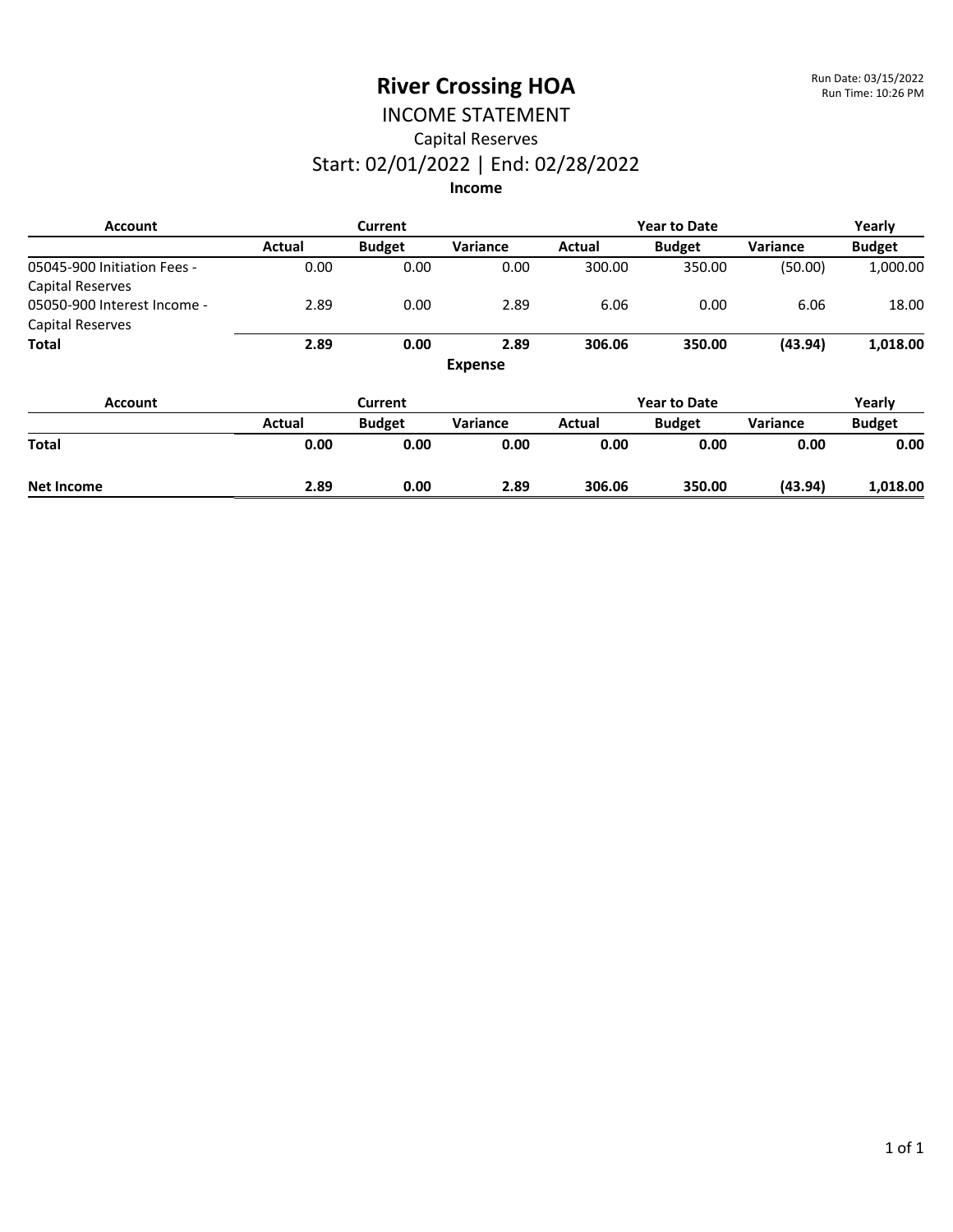# River Crossing HOA

Run Date: 03/15/2022
Run Time: 10:26 PM

## INCOME STATEMENT

### Capital Reserves

### Start: 02/01/2022 | End: 02/28/2022

**Income**

| Account | Current | | | Year to Date | | | Yearly |
|---|---|---|---|---|---|---|---|
| | Actual | Budget | Variance | Actual | Budget | Variance | Budget |
| 05045-900 Initiation Fees - Capital Reserves | 0.00 | 0.00 | 0.00 | 300.00 | 350.00 | (50.00) | 1,000.00 |
| 05050-900 Interest Income - Capital Reserves | 2.89 | 0.00 | 2.89 | 6.06 | 0.00 | 6.06 | 18.00 |
| **Total** | **2.89** | **0.00** | **2.89** | **306.06** | **350.00** | **(43.94)** | **1,018.00** |

**Expense**

| Account | Current | | | Year to Date | | | Yearly |
|---|---|---|---|---|---|---|---|
| | Actual | Budget | Variance | Actual | Budget | Variance | Budget |
| **Total** | **0.00** | **0.00** | **0.00** | **0.00** | **0.00** | **0.00** | **0.00** |
| **Net Income** | **2.89** | **0.00** | **2.89** | **306.06** | **350.00** | **(43.94)** | **1,018.00** |